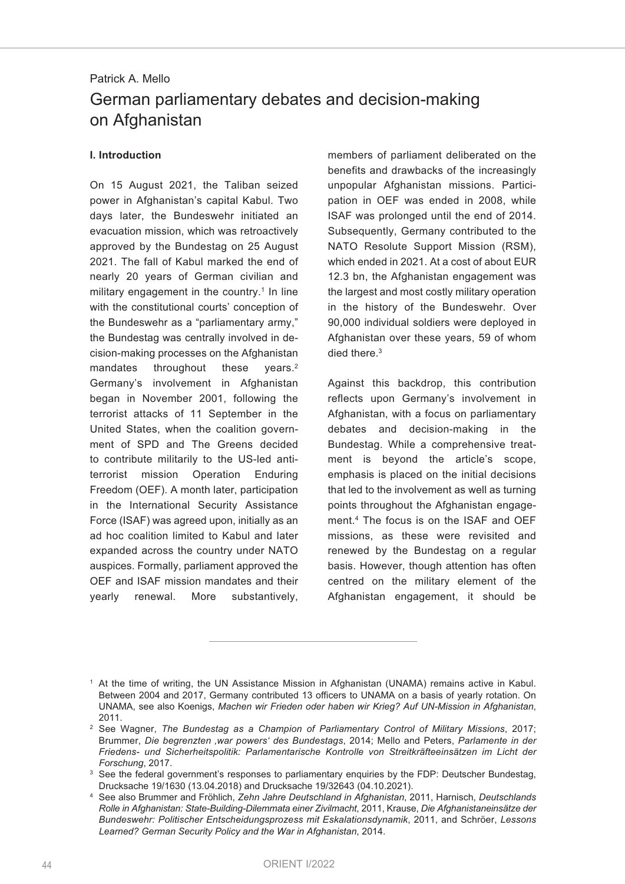Patrick A. Mello

# German parliamentary debates and decision-making on Afghanistan

## I. Introduction

On 15 August 2021, the Taliban seized power in Afghanistan's capital Kabul. Two days later, the Bundeswehr initiated an evacuation mission, which was retroactively approved by the Bundestag on 25 August 2021. The fall of Kabul marked the end of nearly 20 years of German civilian and military engagement in the country.[1] In line with the constitutional courts' conception of the Bundeswehr as a "parliamentary army," the Bundestag was centrally involved in decision-making processes on the Afghanistan mandates throughout these years.[2] Germany's involvement in Afghanistan began in November 2001, following the terrorist attacks of 11 September in the United States, when the coalition government of SPD and The Greens decided to contribute militarily to the US-led anti-terrorist mission Operation Enduring Freedom (OEF). A month later, participation in the International Security Assistance Force (ISAF) was agreed upon, initially as an ad hoc coalition limited to Kabul and later expanded across the country under NATO auspices. Formally, parliament approved the OEF and ISAF mission mandates and their yearly renewal. More substantively, members of parliament deliberated on the benefits and drawbacks of the increasingly unpopular Afghanistan missions. Participation in OEF was ended in 2008, while ISAF was prolonged until the end of 2014. Subsequently, Germany contributed to the NATO Resolute Support Mission (RSM), which ended in 2021. At a cost of about EUR 12.3 bn, the Afghanistan engagement was the largest and most costly military operation in the history of the Bundeswehr. Over 90,000 individual soldiers were deployed in Afghanistan over these years, 59 of whom died there.[3]

Against this backdrop, this contribution reflects upon Germany's involvement in Afghanistan, with a focus on parliamentary debates and decision-making in the Bundestag. While a comprehensive treatment is beyond the article's scope, emphasis is placed on the initial decisions that led to the involvement as well as turning points throughout the Afghanistan engagement.[4] The focus is on the ISAF and OEF missions, as these were revisited and renewed by the Bundestag on a regular basis. However, though attention has often centred on the military element of the Afghanistan engagement, it should be

---

[1] At the time of writing, the UN Assistance Mission in Afghanistan (UNAMA) remains active in Kabul. Between 2004 and 2017, Germany contributed 13 officers to UNAMA on a basis of yearly rotation. On UNAMA, see also Koenigs, *Machen wir Frieden oder haben wir Krieg? Auf UN-Mission in Afghanistan*, 2011.

[2] See Wagner, *The Bundestag as a Champion of Parliamentary Control of Military Missions*, 2017; Brummer, *Die begrenzten ‚war powers' des Bundestags*, 2014; Mello and Peters, *Parlamente in der Friedens- und Sicherheitspolitik: Parlamentarische Kontrolle von Streitkräfteeinsätzen im Licht der Forschung*, 2017.

[3] See the federal government's responses to parliamentary enquiries by the FDP: Deutscher Bundestag, Drucksache 19/1630 (13.04.2018) and Drucksache 19/32643 (04.10.2021).

[4] See also Brummer and Fröhlich, *Zehn Jahre Deutschland in Afghanistan*, 2011, Harnisch, *Deutschlands Rolle in Afghanistan: State-Building-Dilemmata einer Zivilmacht*, 2011, Krause, *Die Afghanistaneinsätze der Bundeswehr: Politischer Entscheidungsprozess mit Eskalationsdynamik*, 2011, and Schröer, *Lessons Learned? German Security Policy and the War in Afghanistan*, 2014.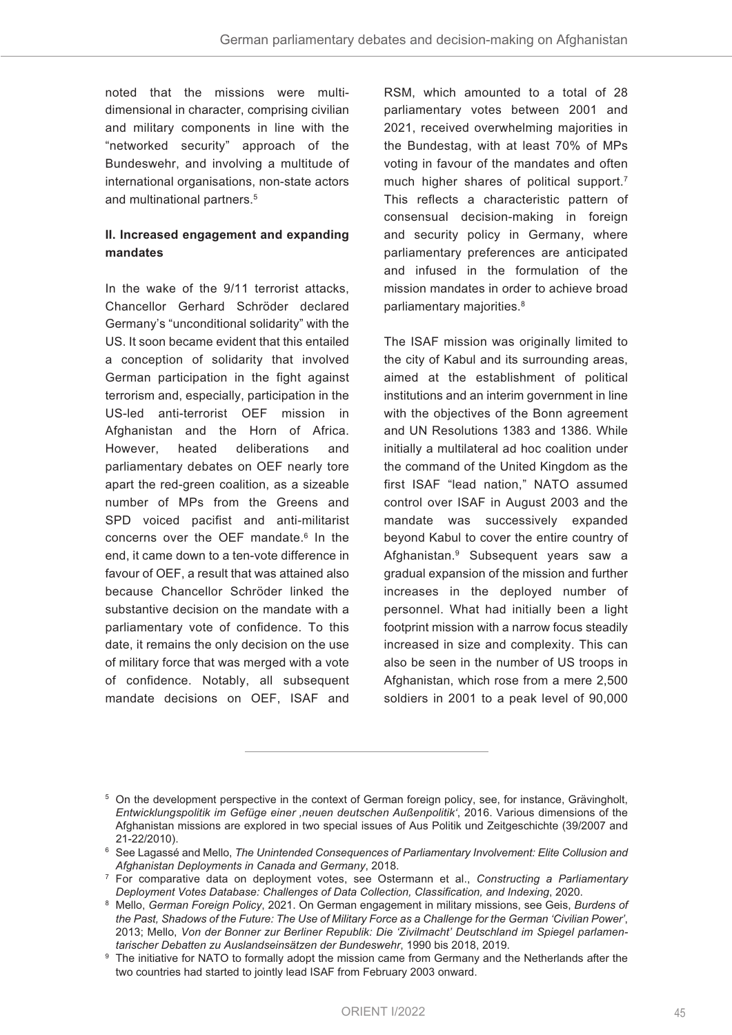noted that the missions were multi-dimensional in character, comprising civilian and military components in line with the "networked security" approach of the Bundeswehr, and involving a multitude of international organisations, non-state actors and multinational partners.[5]

## II. Increased engagement and expanding mandates

In the wake of the 9/11 terrorist attacks, Chancellor Gerhard Schröder declared Germany's "unconditional solidarity" with the US. It soon became evident that this entailed a conception of solidarity that involved German participation in the fight against terrorism and, especially, participation in the US-led anti-terrorist OEF mission in Afghanistan and the Horn of Africa. However, heated deliberations and parliamentary debates on OEF nearly tore apart the red-green coalition, as a sizeable number of MPs from the Greens and SPD voiced pacifist and anti-militarist concerns over the OEF mandate.[6] In the end, it came down to a ten-vote difference in favour of OEF, a result that was attained also because Chancellor Schröder linked the substantive decision on the mandate with a parliamentary vote of confidence. To this date, it remains the only decision on the use of military force that was merged with a vote of confidence. Notably, all subsequent mandate decisions on OEF, ISAF and RSM, which amounted to a total of 28 parliamentary votes between 2001 and 2021, received overwhelming majorities in the Bundestag, with at least 70% of MPs voting in favour of the mandates and often much higher shares of political support.[7] This reflects a characteristic pattern of consensual decision-making in foreign and security policy in Germany, where parliamentary preferences are anticipated and infused in the formulation of the mission mandates in order to achieve broad parliamentary majorities.[8]

The ISAF mission was originally limited to the city of Kabul and its surrounding areas, aimed at the establishment of political institutions and an interim government in line with the objectives of the Bonn agreement and UN Resolutions 1383 and 1386. While initially a multilateral ad hoc coalition under the command of the United Kingdom as the first ISAF "lead nation," NATO assumed control over ISAF in August 2003 and the mandate was successively expanded beyond Kabul to cover the entire country of Afghanistan.[9] Subsequent years saw a gradual expansion of the mission and further increases in the deployed number of personnel. What had initially been a light footprint mission with a narrow focus steadily increased in size and complexity. This can also be seen in the number of US troops in Afghanistan, which rose from a mere 2,500 soldiers in 2001 to a peak level of 90,000

---

[5] On the development perspective in the context of German foreign policy, see, for instance, Grävingholt, *Entwicklungspolitik im Gefüge einer ‚neuen deutschen Außenpolitik'*, 2016. Various dimensions of the Afghanistan missions are explored in two special issues of Aus Politik und Zeitgeschichte (39/2007 and 21-22/2010).

[6] See Lagassé and Mello, *The Unintended Consequences of Parliamentary Involvement: Elite Collusion and Afghanistan Deployments in Canada and Germany*, 2018.

[7] For comparative data on deployment votes, see Ostermann et al., *Constructing a Parliamentary Deployment Votes Database: Challenges of Data Collection, Classification, and Indexing*, 2020.

[8] Mello, *German Foreign Policy*, 2021. On German engagement in military missions, see Geis, *Burdens of the Past, Shadows of the Future: The Use of Military Force as a Challenge for the German 'Civilian Power'*, 2013; Mello, *Von der Bonner zur Berliner Republik: Die 'Zivilmacht' Deutschland im Spiegel parlamentarischer Debatten zu Auslandseinsätzen der Bundeswehr*, 1990 bis 2018, 2019.

[9] The initiative for NATO to formally adopt the mission came from Germany and the Netherlands after the two countries had started to jointly lead ISAF from February 2003 onward.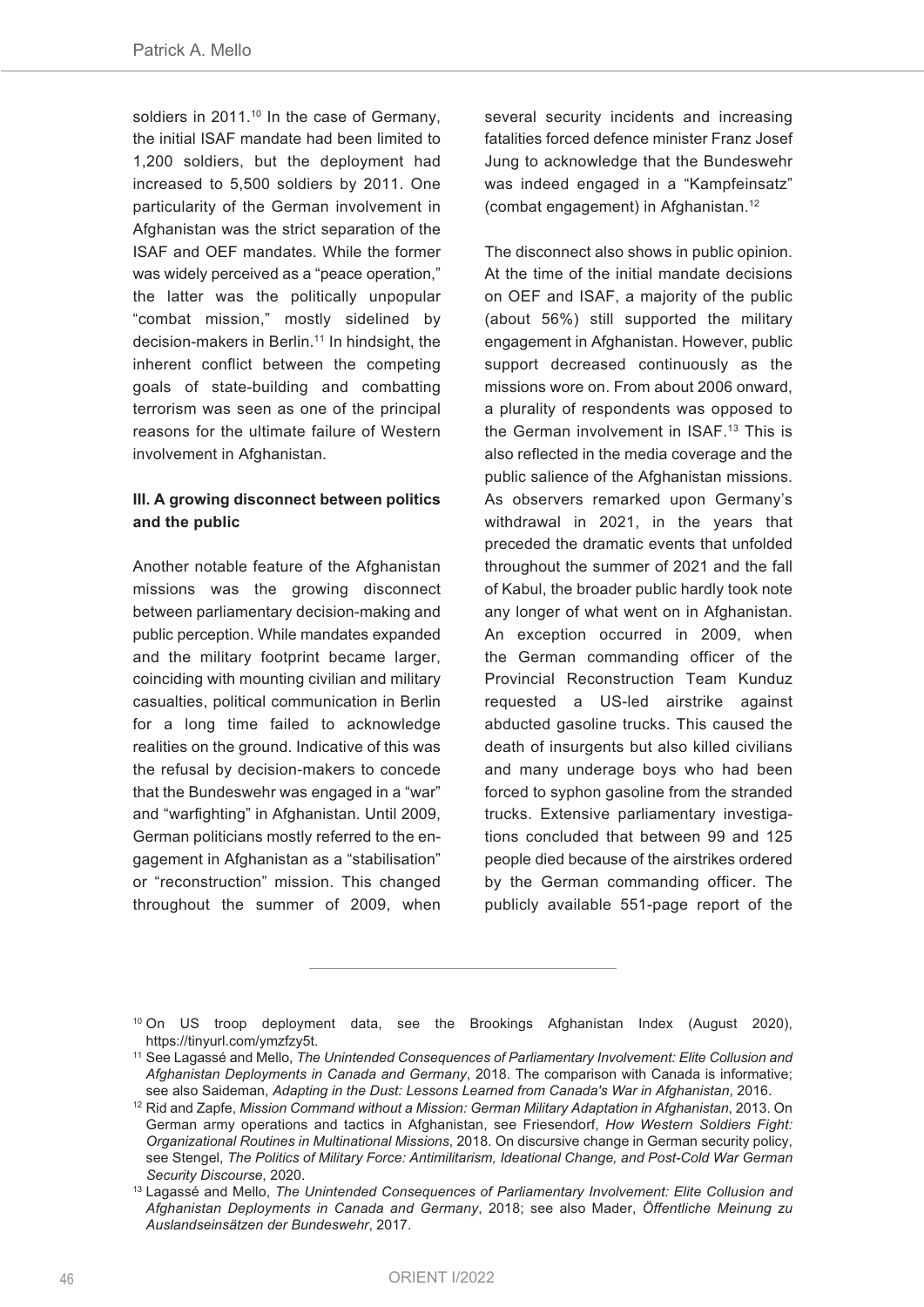soldiers in 2011.[10] In the case of Germany, the initial ISAF mandate had been limited to 1,200 soldiers, but the deployment had increased to 5,500 soldiers by 2011. One particularity of the German involvement in Afghanistan was the strict separation of the ISAF and OEF mandates. While the former was widely perceived as a "peace operation," the latter was the politically unpopular "combat mission," mostly sidelined by decision-makers in Berlin.[11] In hindsight, the inherent conflict between the competing goals of state-building and combatting terrorism was seen as one of the principal reasons for the ultimate failure of Western involvement in Afghanistan.

**III. A growing disconnect between politics and the public**

Another notable feature of the Afghanistan missions was the growing disconnect between parliamentary decision-making and public perception. While mandates expanded and the military footprint became larger, coinciding with mounting civilian and military casualties, political communication in Berlin for a long time failed to acknowledge realities on the ground. Indicative of this was the refusal by decision-makers to concede that the Bundeswehr was engaged in a "war" and "warfighting" in Afghanistan. Until 2009, German politicians mostly referred to the engagement in Afghanistan as a "stabilisation" or "reconstruction" mission. This changed throughout the summer of 2009, when several security incidents and increasing fatalities forced defence minister Franz Josef Jung to acknowledge that the Bundeswehr was indeed engaged in a "Kampfeinsatz" (combat engagement) in Afghanistan.[12]

The disconnect also shows in public opinion. At the time of the initial mandate decisions on OEF and ISAF, a majority of the public (about 56%) still supported the military engagement in Afghanistan. However, public support decreased continuously as the missions wore on. From about 2006 onward, a plurality of respondents was opposed to the German involvement in ISAF.[13] This is also reflected in the media coverage and the public salience of the Afghanistan missions. As observers remarked upon Germany's withdrawal in 2021, in the years that preceded the dramatic events that unfolded throughout the summer of 2021 and the fall of Kabul, the broader public hardly took note any longer of what went on in Afghanistan. An exception occurred in 2009, when the German commanding officer of the Provincial Reconstruction Team Kunduz requested a US-led airstrike against abducted gasoline trucks. This caused the death of insurgents but also killed civilians and many underage boys who had been forced to syphon gasoline from the stranded trucks. Extensive parliamentary investigations concluded that between 99 and 125 people died because of the airstrikes ordered by the German commanding officer. The publicly available 551-page report of the

---

[10] On US troop deployment data, see the Brookings Afghanistan Index (August 2020), https://tinyurl.com/ymzfzy5t.

[11] See Lagassé and Mello, *The Unintended Consequences of Parliamentary Involvement: Elite Collusion and Afghanistan Deployments in Canada and Germany*, 2018. The comparison with Canada is informative; see also Saideman, *Adapting in the Dust: Lessons Learned from Canada's War in Afghanistan*, 2016.

[12] Rid and Zapfe, *Mission Command without a Mission: German Military Adaptation in Afghanistan*, 2013. On German army operations and tactics in Afghanistan, see Friesendorf, *How Western Soldiers Fight: Organizational Routines in Multinational Missions*, 2018. On discursive change in German security policy, see Stengel, *The Politics of Military Force: Antimilitarism, Ideational Change, and Post-Cold War German Security Discourse*, 2020.

[13] Lagassé and Mello, *The Unintended Consequences of Parliamentary Involvement: Elite Collusion and Afghanistan Deployments in Canada and Germany*, 2018; see also Mader, *Öffentliche Meinung zu Auslandseinsätzen der Bundeswehr*, 2017.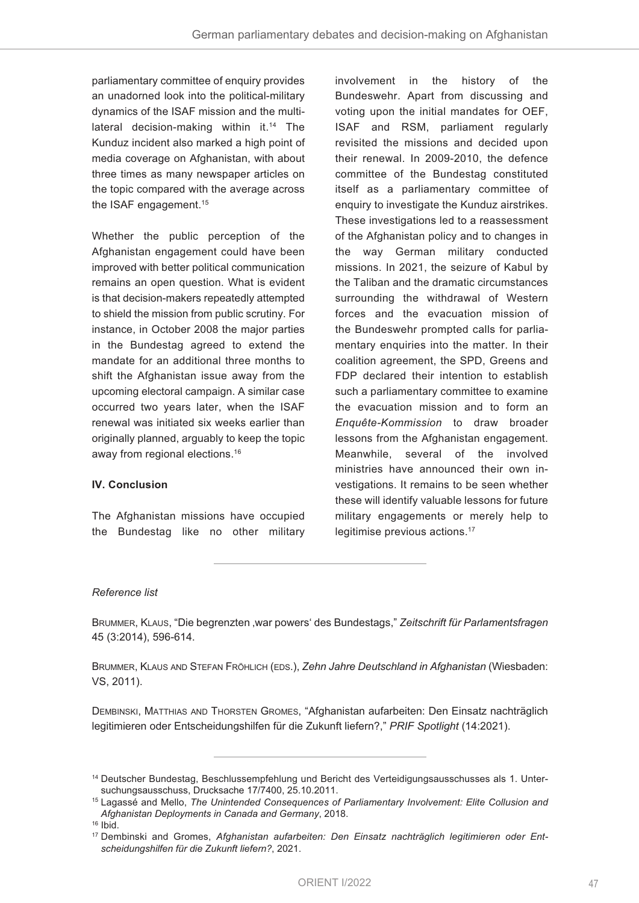parliamentary committee of enquiry provides an unadorned look into the political-military dynamics of the ISAF mission and the multilateral decision-making within it.[14] The Kunduz incident also marked a high point of media coverage on Afghanistan, with about three times as many newspaper articles on the topic compared with the average across the ISAF engagement.[15]

Whether the public perception of the Afghanistan engagement could have been improved with better political communication remains an open question. What is evident is that decision-makers repeatedly attempted to shield the mission from public scrutiny. For instance, in October 2008 the major parties in the Bundestag agreed to extend the mandate for an additional three months to shift the Afghanistan issue away from the upcoming electoral campaign. A similar case occurred two years later, when the ISAF renewal was initiated six weeks earlier than originally planned, arguably to keep the topic away from regional elections.[16]

### IV. Conclusion

The Afghanistan missions have occupied the Bundestag like no other military involvement in the history of the Bundeswehr. Apart from discussing and voting upon the initial mandates for OEF, ISAF and RSM, parliament regularly revisited the missions and decided upon their renewal. In 2009-2010, the defence committee of the Bundestag constituted itself as a parliamentary committee of enquiry to investigate the Kunduz airstrikes. These investigations led to a reassessment of the Afghanistan policy and to changes in the way German military conducted missions. In 2021, the seizure of Kabul by the Taliban and the dramatic circumstances surrounding the withdrawal of Western forces and the evacuation mission of the Bundeswehr prompted calls for parliamentary enquiries into the matter. In their coalition agreement, the SPD, Greens and FDP declared their intention to establish such a parliamentary committee to examine the evacuation mission and to form an *Enquête-Kommission* to draw broader lessons from the Afghanistan engagement. Meanwhile, several of the involved ministries have announced their own investigations. It remains to be seen whether these will identify valuable lessons for future military engagements or merely help to legitimise previous actions.[17]

---

*Reference list*

Brummer, Klaus, "Die begrenzten ‚war powers' des Bundestags," *Zeitschrift für Parlamentsfragen* 45 (3:2014), 596-614.

Brummer, Klaus and Stefan Fröhlich (eds.), *Zehn Jahre Deutschland in Afghanistan* (Wiesbaden: VS, 2011).

Dembinski, Matthias and Thorsten Gromes, "Afghanistan aufarbeiten: Den Einsatz nachträglich legitimieren oder Entscheidungshilfen für die Zukunft liefern?," *PRIF Spotlight* (14:2021).

---

[14] Deutscher Bundestag, Beschlussempfehlung und Bericht des Verteidigungsausschusses als 1. Untersuchungsausschuss, Drucksache 17/7400, 25.10.2011.

[15] Lagassé and Mello, *The Unintended Consequences of Parliamentary Involvement: Elite Collusion and Afghanistan Deployments in Canada and Germany*, 2018.

[16] Ibid.

[17] Dembinski and Gromes, *Afghanistan aufarbeiten: Den Einsatz nachträglich legitimieren oder Entscheidungshilfen für die Zukunft liefern?*, 2021.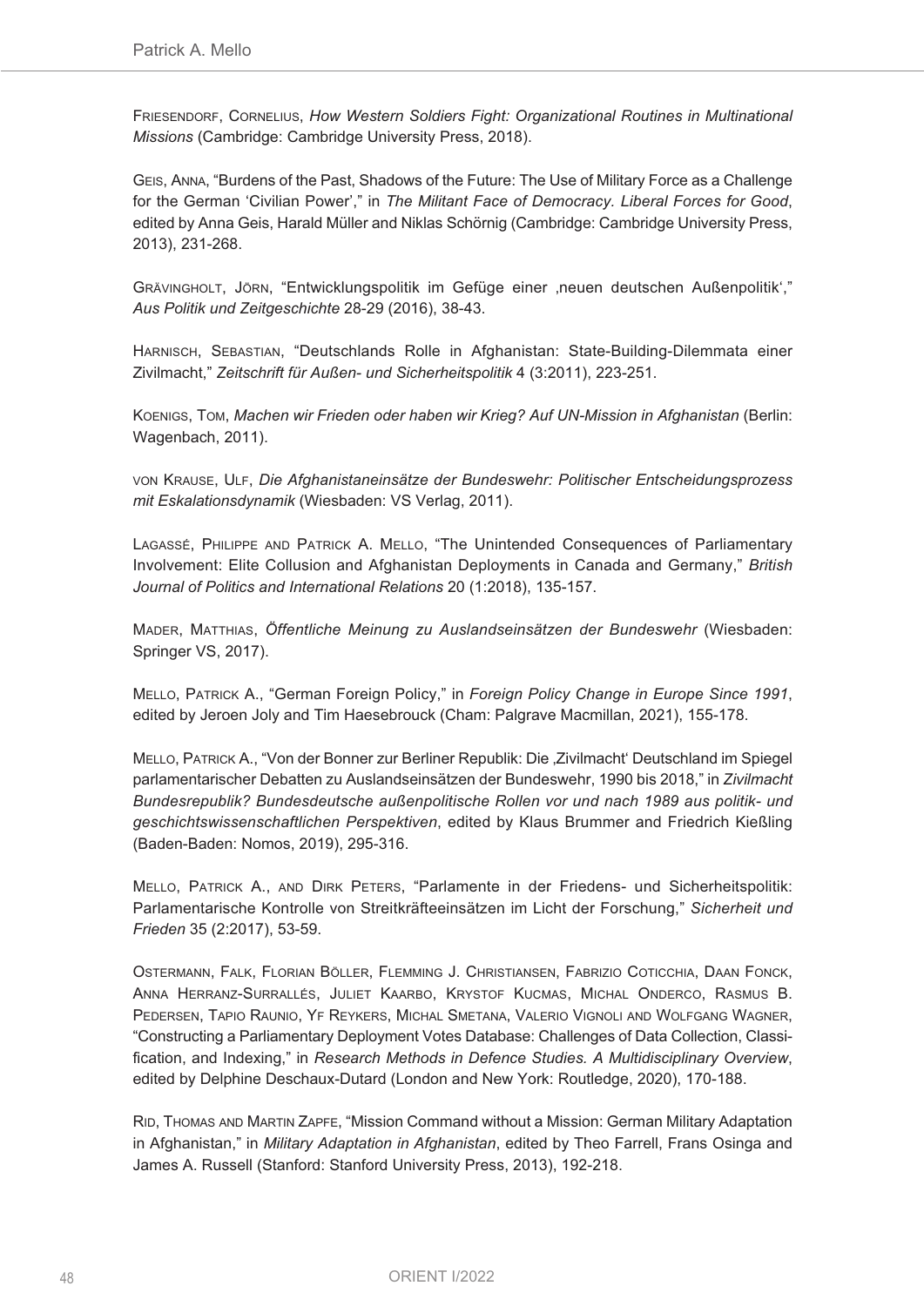FRIESENDORF, CORNELIUS, *How Western Soldiers Fight: Organizational Routines in Multinational Missions* (Cambridge: Cambridge University Press, 2018).

GEIS, ANNA, "Burdens of the Past, Shadows of the Future: The Use of Military Force as a Challenge for the German 'Civilian Power'," in *The Militant Face of Democracy. Liberal Forces for Good*, edited by Anna Geis, Harald Müller and Niklas Schörnig (Cambridge: Cambridge University Press, 2013), 231-268.

GRÄVINGHOLT, JÖRN, "Entwicklungspolitik im Gefüge einer ‚neuen deutschen Außenpolitik'," *Aus Politik und Zeitgeschichte* 28-29 (2016), 38-43.

HARNISCH, SEBASTIAN, "Deutschlands Rolle in Afghanistan: State-Building-Dilemmata einer Zivilmacht," *Zeitschrift für Außen- und Sicherheitspolitik* 4 (3:2011), 223-251.

KOENIGS, TOM, *Machen wir Frieden oder haben wir Krieg? Auf UN-Mission in Afghanistan* (Berlin: Wagenbach, 2011).

VON KRAUSE, ULF, *Die Afghanistaneinsätze der Bundeswehr: Politischer Entscheidungsprozess mit Eskalationsdynamik* (Wiesbaden: VS Verlag, 2011).

LAGASSÉ, PHILIPPE AND PATRICK A. MELLO, "The Unintended Consequences of Parliamentary Involvement: Elite Collusion and Afghanistan Deployments in Canada and Germany," *British Journal of Politics and International Relations* 20 (1:2018), 135-157.

MADER, MATTHIAS, *Öffentliche Meinung zu Auslandseinsätzen der Bundeswehr* (Wiesbaden: Springer VS, 2017).

MELLO, PATRICK A., "German Foreign Policy," in *Foreign Policy Change in Europe Since 1991*, edited by Jeroen Joly and Tim Haesebrouck (Cham: Palgrave Macmillan, 2021), 155-178.

MELLO, PATRICK A., "Von der Bonner zur Berliner Republik: Die ‚Zivilmacht' Deutschland im Spiegel parlamentarischer Debatten zu Auslandseinsätzen der Bundeswehr, 1990 bis 2018," in *Zivilmacht Bundesrepublik? Bundesdeutsche außenpolitische Rollen vor und nach 1989 aus politik- und geschichtswissenschaftlichen Perspektiven*, edited by Klaus Brummer and Friedrich Kießling (Baden-Baden: Nomos, 2019), 295-316.

MELLO, PATRICK A., AND DIRK PETERS, "Parlamente in der Friedens- und Sicherheitspolitik: Parlamentarische Kontrolle von Streitkräfteeinsätzen im Licht der Forschung," *Sicherheit und Frieden* 35 (2:2017), 53-59.

OSTERMANN, FALK, FLORIAN BÖLLER, FLEMMING J. CHRISTIANSEN, FABRIZIO COTICCHIA, DAAN FONCK, ANNA HERRANZ-SURRALLÉS, JULIET KAARBO, KRYSTOF KUCMAS, MICHAL ONDERCO, RASMUS B. PEDERSEN, TAPIO RAUNIO, YF REYKERS, MICHAL SMETANA, VALERIO VIGNOLI AND WOLFGANG WAGNER, "Constructing a Parliamentary Deployment Votes Database: Challenges of Data Collection, Classification, and Indexing," in *Research Methods in Defence Studies. A Multidisciplinary Overview*, edited by Delphine Deschaux-Dutard (London and New York: Routledge, 2020), 170-188.

RID, THOMAS AND MARTIN ZAPFE, "Mission Command without a Mission: German Military Adaptation in Afghanistan," in *Military Adaptation in Afghanistan*, edited by Theo Farrell, Frans Osinga and James A. Russell (Stanford: Stanford University Press, 2013), 192-218.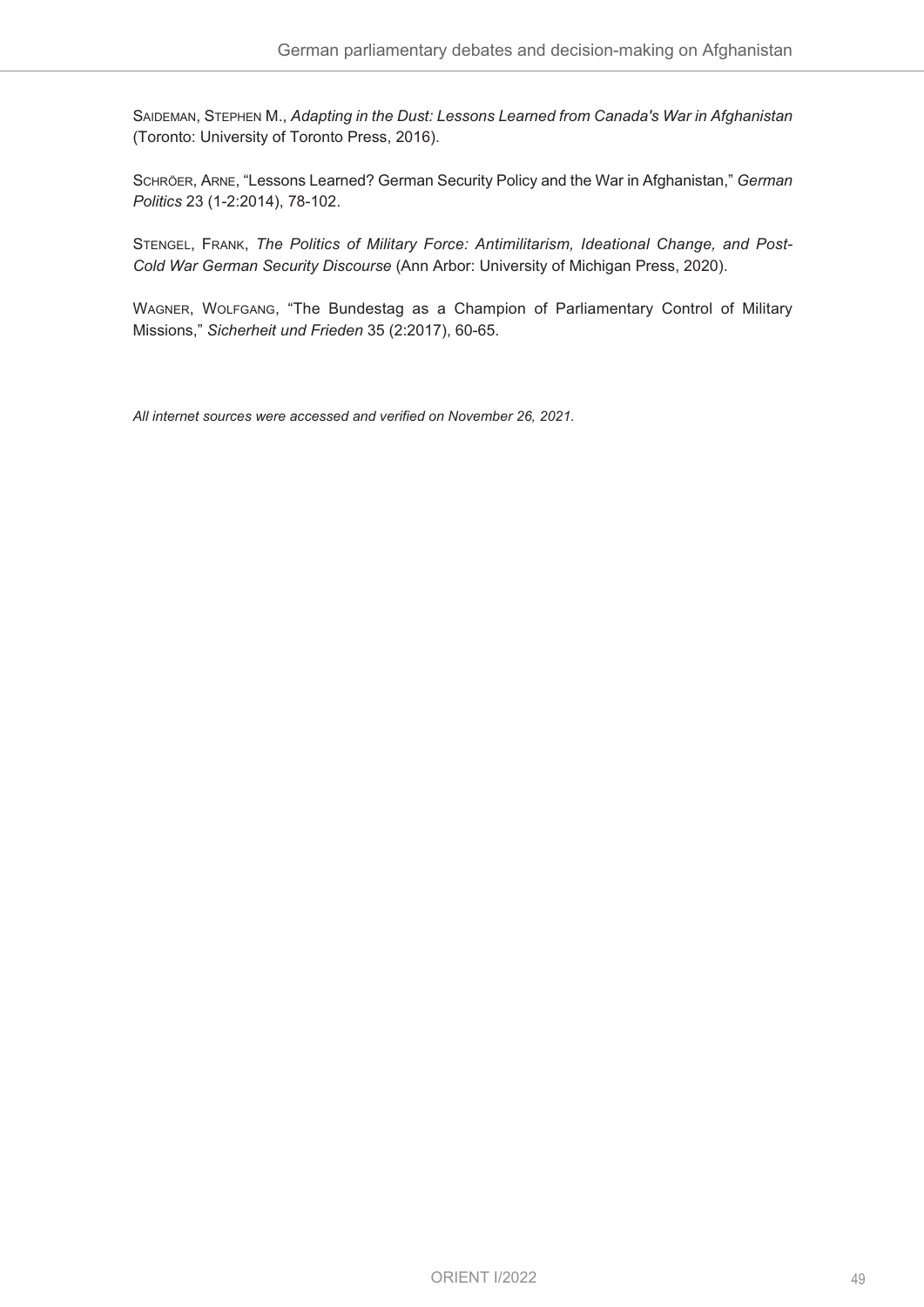SAIDEMAN, STEPHEN M., *Adapting in the Dust: Lessons Learned from Canada's War in Afghanistan* (Toronto: University of Toronto Press, 2016).

SCHRÖER, ARNE, "Lessons Learned? German Security Policy and the War in Afghanistan," *German Politics* 23 (1-2:2014), 78-102.

STENGEL, FRANK, *The Politics of Military Force: Antimilitarism, Ideational Change, and Post-Cold War German Security Discourse* (Ann Arbor: University of Michigan Press, 2020).

WAGNER, WOLFGANG, "The Bundestag as a Champion of Parliamentary Control of Military Missions," *Sicherheit und Frieden* 35 (2:2017), 60-65.

*All internet sources were accessed and verified on November 26, 2021.*